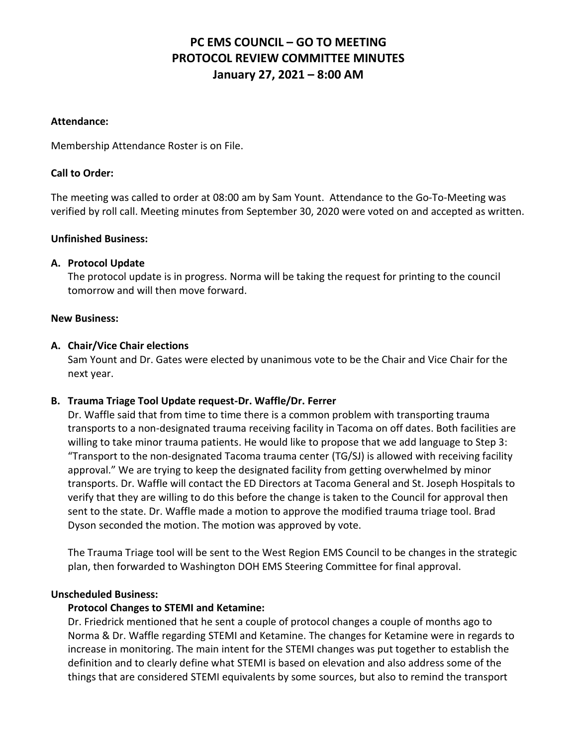# PC EMS COUNCIL – GO TO MEETING
# PROTOCOL REVIEW COMMITTEE MINUTES
# January 27, 2021 – 8:00 AM

**Attendance:**

Membership Attendance Roster is on File.

**Call to Order:**

The meeting was called to order at 08:00 am by Sam Yount. Attendance to the Go-To-Meeting was verified by roll call. Meeting minutes from September 30, 2020 were voted on and accepted as written.

**Unfinished Business:**

**A. Protocol Update**

The protocol update is in progress. Norma will be taking the request for printing to the council tomorrow and will then move forward.

**New Business:**

**A. Chair/Vice Chair elections**

Sam Yount and Dr. Gates were elected by unanimous vote to be the Chair and Vice Chair for the next year.

**B. Trauma Triage Tool Update request-Dr. Waffle/Dr. Ferrer**

Dr. Waffle said that from time to time there is a common problem with transporting trauma transports to a non-designated trauma receiving facility in Tacoma on off dates. Both facilities are willing to take minor trauma patients. He would like to propose that we add language to Step 3: "Transport to the non-designated Tacoma trauma center (TG/SJ) is allowed with receiving facility approval." We are trying to keep the designated facility from getting overwhelmed by minor transports. Dr. Waffle will contact the ED Directors at Tacoma General and St. Joseph Hospitals to verify that they are willing to do this before the change is taken to the Council for approval then sent to the state. Dr. Waffle made a motion to approve the modified trauma triage tool. Brad Dyson seconded the motion. The motion was approved by vote.

The Trauma Triage tool will be sent to the West Region EMS Council to be changes in the strategic plan, then forwarded to Washington DOH EMS Steering Committee for final approval.

**Unscheduled Business:**

**Protocol Changes to STEMI and Ketamine:**

Dr. Friedrick mentioned that he sent a couple of protocol changes a couple of months ago to Norma & Dr. Waffle regarding STEMI and Ketamine. The changes for Ketamine were in regards to increase in monitoring. The main intent for the STEMI changes was put together to establish the definition and to clearly define what STEMI is based on elevation and also address some of the things that are considered STEMI equivalents by some sources, but also to remind the transport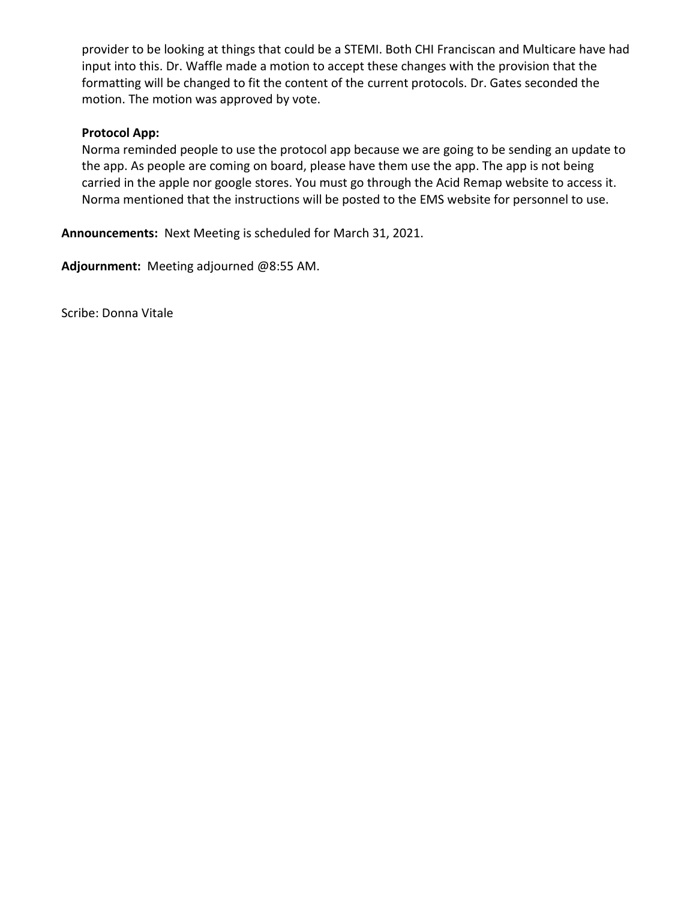provider to be looking at things that could be a STEMI. Both CHI Franciscan and Multicare have had input into this. Dr. Waffle made a motion to accept these changes with the provision that the formatting will be changed to fit the content of the current protocols. Dr. Gates seconded the motion. The motion was approved by vote.

**Protocol App:**

Norma reminded people to use the protocol app because we are going to be sending an update to the app. As people are coming on board, please have them use the app. The app is not being carried in the apple nor google stores. You must go through the Acid Remap website to access it. Norma mentioned that the instructions will be posted to the EMS website for personnel to use.

**Announcements:** Next Meeting is scheduled for March 31, 2021.

**Adjournment:** Meeting adjourned @8:55 AM.

Scribe: Donna Vitale